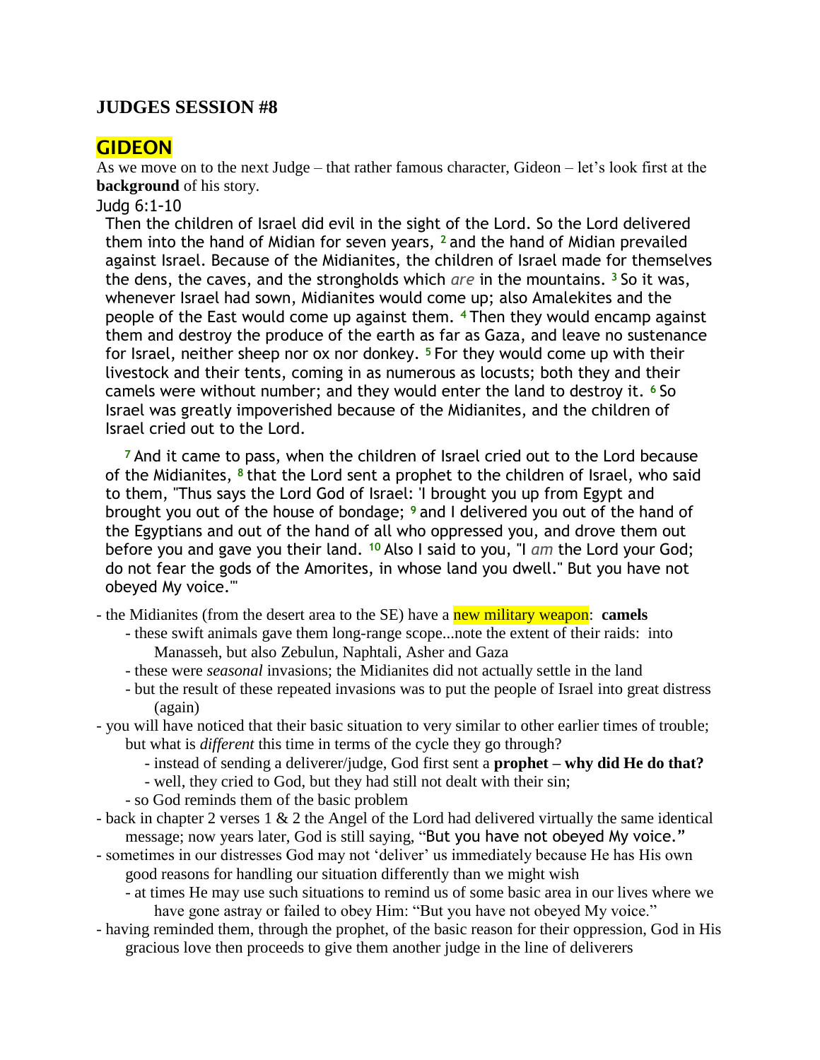## JUDGES SESSION #8

## GIDEON

As we move on to the next Judge – that rather famous character, Gideon – let's look first at the **background** of his story.

Judg 6:1-10

> Then the children of Israel did evil in the sight of the Lord. So the Lord delivered them into the hand of Midian for seven years, [2] and the hand of Midian prevailed against Israel. Because of the Midianites, the children of Israel made for themselves the dens, the caves, and the strongholds which *are* in the mountains. [3] So it was, whenever Israel had sown, Midianites would come up; also Amalekites and the people of the East would come up against them. [4] Then they would encamp against them and destroy the produce of the earth as far as Gaza, and leave no sustenance for Israel, neither sheep nor ox nor donkey. [5] For they would come up with their livestock and their tents, coming in as numerous as locusts; both they and their camels were without number; and they would enter the land to destroy it. [6] So Israel was greatly impoverished because of the Midianites, and the children of Israel cried out to the Lord.
>
> [7] And it came to pass, when the children of Israel cried out to the Lord because of the Midianites, [8] that the Lord sent a prophet to the children of Israel, who said to them, "Thus says the Lord God of Israel: 'I brought you up from Egypt and brought you out of the house of bondage; [9] and I delivered you out of the hand of the Egyptians and out of the hand of all who oppressed you, and drove them out before you and gave you their land. [10] Also I said to you, "I *am* the Lord your God; do not fear the gods of the Amorites, in whose land you dwell." But you have not obeyed My voice.'"

- the Midianites (from the desert area to the SE) have a new military weapon: **camels**
  - these swift animals gave them long-range scope...note the extent of their raids: into Manasseh, but also Zebulun, Naphtali, Asher and Gaza
  - these were *seasonal* invasions; the Midianites did not actually settle in the land
  - but the result of these repeated invasions was to put the people of Israel into great distress (again)
- you will have noticed that their basic situation to very similar to other earlier times of trouble; but what is *different* this time in terms of the cycle they go through?
  - instead of sending a deliverer/judge, God first sent a **prophet – why did He do that?**
  - well, they cried to God, but they had still not dealt with their sin;
  - so God reminds them of the basic problem
- back in chapter 2 verses 1 & 2 the Angel of the Lord had delivered virtually the same identical message; now years later, God is still saying, "But you have not obeyed My voice."
- sometimes in our distresses God may not 'deliver' us immediately because He has His own good reasons for handling our situation differently than we might wish
  - at times He may use such situations to remind us of some basic area in our lives where we have gone astray or failed to obey Him: "But you have not obeyed My voice."
- having reminded them, through the prophet, of the basic reason for their oppression, God in His gracious love then proceeds to give them another judge in the line of deliverers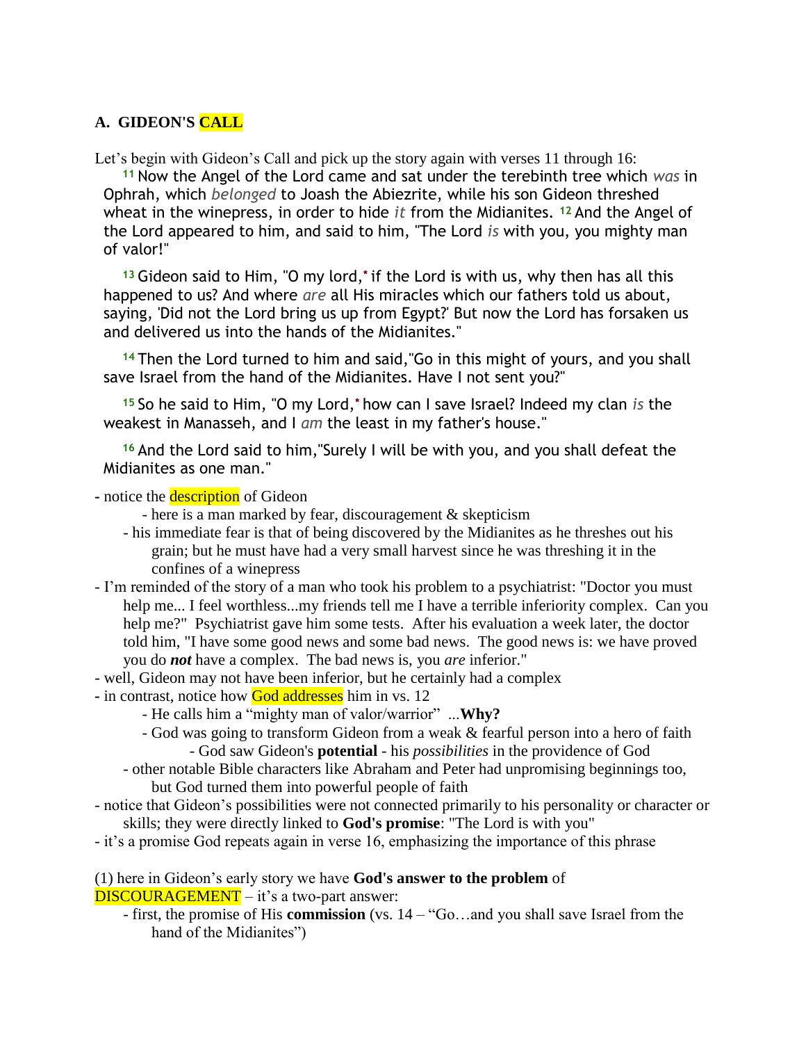## A. GIDEON'S CALL

Let's begin with Gideon's Call and pick up the story again with verses 11 through 16:

> [11] Now the Angel of the Lord came and sat under the terebinth tree which *was* in Ophrah, which *belonged* to Joash the Abiezrite, while his son Gideon threshed wheat in the winepress, in order to hide *it* from the Midianites. [12] And the Angel of the Lord appeared to him, and said to him, "The Lord *is* with you, you mighty man of valor!"
>
> [13] Gideon said to Him, "O my lord,* if the Lord is with us, why then has all this happened to us? And where *are* all His miracles which our fathers told us about, saying, 'Did not the Lord bring us up from Egypt?' But now the Lord has forsaken us and delivered us into the hands of the Midianites."
>
> [14] Then the Lord turned to him and said,"Go in this might of yours, and you shall save Israel from the hand of the Midianites. Have I not sent you?"
>
> [15] So he said to Him, "O my Lord,* how can I save Israel? Indeed my clan *is* the weakest in Manasseh, and I *am* the least in my father's house."
>
> [16] And the Lord said to him,"Surely I will be with you, and you shall defeat the Midianites as one man."

- notice the description of Gideon
    - here is a man marked by fear, discouragement & skepticism
    - his immediate fear is that of being discovered by the Midianites as he threshes out his grain; but he must have had a very small harvest since he was threshing it in the confines of a winepress
- I'm reminded of the story of a man who took his problem to a psychiatrist: "Doctor you must help me... I feel worthless...my friends tell me I have a terrible inferiority complex. Can you help me?" Psychiatrist gave him some tests. After his evaluation a week later, the doctor told him, "I have some good news and some bad news. The good news is: we have proved you do ***not*** have a complex. The bad news is, you *are* inferior."
- well, Gideon may not have been inferior, but he certainly had a complex
- in contrast, notice how God addresses him in vs. 12
    - He calls him a "mighty man of valor/warrior" ...**Why?**
    - God was going to transform Gideon from a weak & fearful person into a hero of faith
        - God saw Gideon's **potential** - his *possibilities* in the providence of God
    - other notable Bible characters like Abraham and Peter had unpromising beginnings too, but God turned them into powerful people of faith
- notice that Gideon's possibilities were not connected primarily to his personality or character or skills; they were directly linked to **God's promise**: "The Lord is with you"
- it's a promise God repeats again in verse 16, emphasizing the importance of this phrase

(1) here in Gideon's early story we have **God's answer to the problem** of DISCOURAGEMENT – it's a two-part answer:

- first, the promise of His **commission** (vs. 14 – "Go…and you shall save Israel from the hand of the Midianites")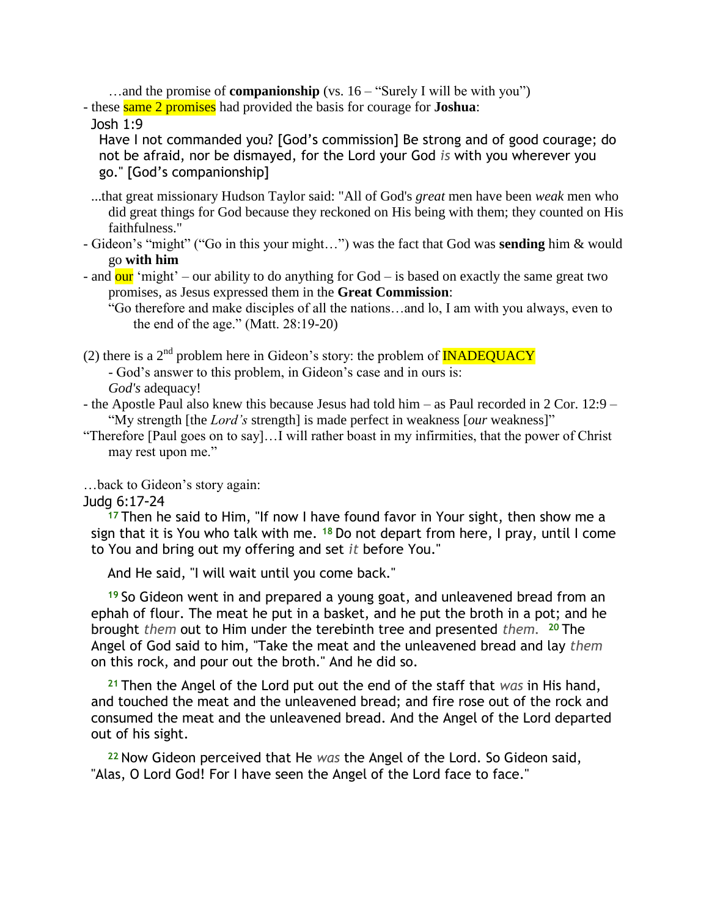…and the promise of **companionship** (vs. 16 – "Surely I will be with you")

- these same 2 promises had provided the basis for courage for **Joshua**:

Josh 1:9

Have I not commanded you? [God's commission] Be strong and of good courage; do not be afraid, nor be dismayed, for the Lord your God *is* with you wherever you go." [God's companionship]

...that great missionary Hudson Taylor said: "All of God's *great* men have been *weak* men who did great things for God because they reckoned on His being with them; they counted on His faithfulness."

- Gideon's "might" ("Go in this your might…") was the fact that God was **sending** him & would go **with him**
- and our 'might' – our ability to do anything for God – is based on exactly the same great two promises, as Jesus expressed them in the **Great Commission**:

  "Go therefore and make disciples of all the nations…and lo, I am with you always, even to the end of the age." (Matt. 28:19-20)

(2) there is a 2nd problem here in Gideon's story: the problem of INADEQUACY

- God's answer to this problem, in Gideon's case and in ours is:

  *God's* adequacy!

- the Apostle Paul also knew this because Jesus had told him – as Paul recorded in 2 Cor. 12:9 – "My strength [the *Lord's* strength] is made perfect in weakness [*our* weakness]"

"Therefore [Paul goes on to say]…I will rather boast in my infirmities, that the power of Christ may rest upon me."

…back to Gideon's story again:

Judg 6:17-24

**17** Then he said to Him, "If now I have found favor in Your sight, then show me a sign that it is You who talk with me. **18** Do not depart from here, I pray, until I come to You and bring out my offering and set *it* before You."

And He said, "I will wait until you come back."

**19** So Gideon went in and prepared a young goat, and unleavened bread from an ephah of flour. The meat he put in a basket, and he put the broth in a pot; and he brought *them* out to Him under the terebinth tree and presented *them*. **20** The Angel of God said to him, "Take the meat and the unleavened bread and lay *them* on this rock, and pour out the broth." And he did so.

**21** Then the Angel of the Lord put out the end of the staff that *was* in His hand, and touched the meat and the unleavened bread; and fire rose out of the rock and consumed the meat and the unleavened bread. And the Angel of the Lord departed out of his sight.

**22** Now Gideon perceived that He *was* the Angel of the Lord. So Gideon said, "Alas, O Lord God! For I have seen the Angel of the Lord face to face."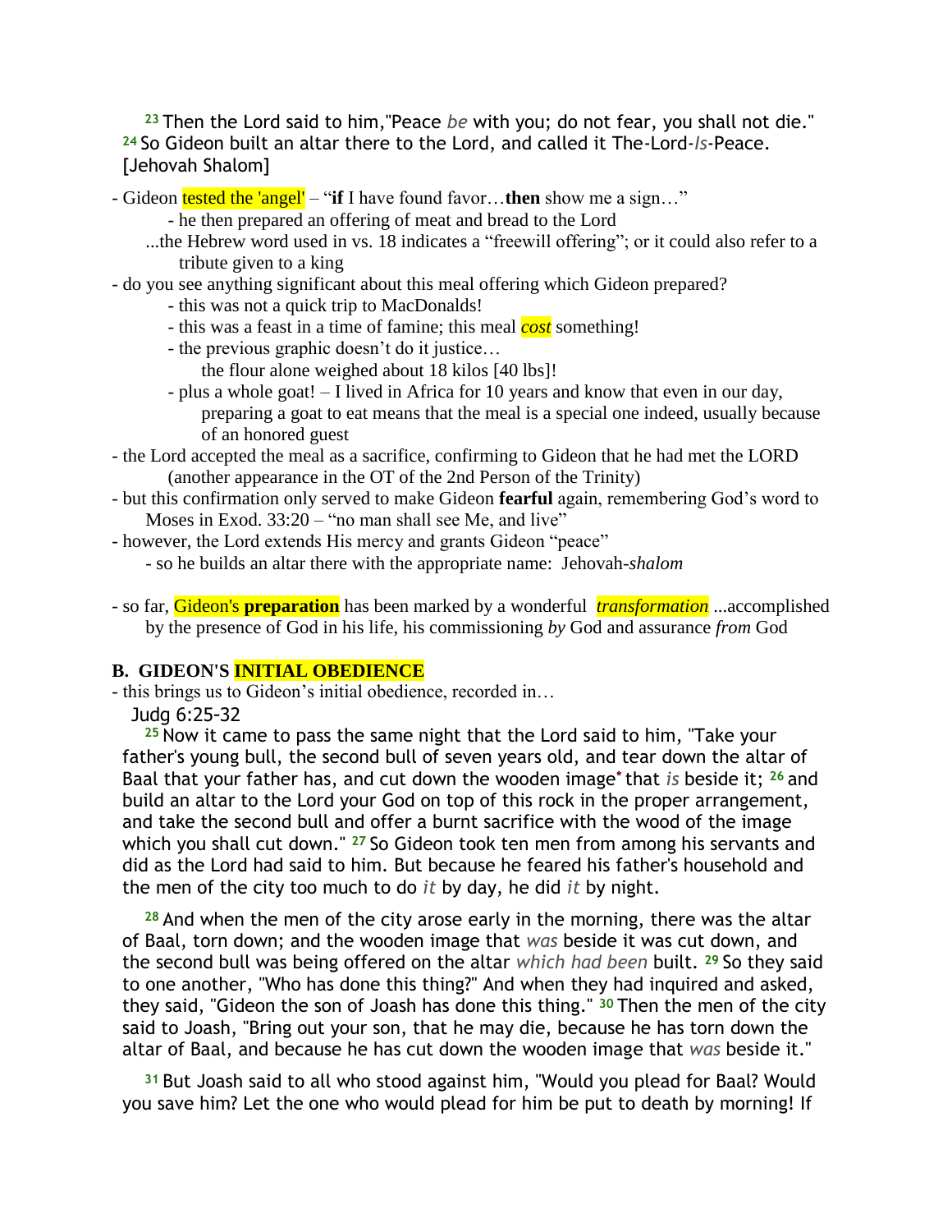[23] Then the Lord said to him,"Peace *be* with you; do not fear, you shall not die." [24] So Gideon built an altar there to the Lord, and called it The-Lord-*Is*-Peace. [Jehovah Shalom]

- Gideon tested the 'angel' – "**if** I have found favor…**then** show me a sign…"
  - he then prepared an offering of meat and bread to the Lord
  - ...the Hebrew word used in vs. 18 indicates a "freewill offering"; or it could also refer to a tribute given to a king
- do you see anything significant about this meal offering which Gideon prepared?
  - this was not a quick trip to MacDonalds!
  - this was a feast in a time of famine; this meal *cost* something!
  - the previous graphic doesn't do it justice… the flour alone weighed about 18 kilos [40 lbs]!
  - plus a whole goat! – I lived in Africa for 10 years and know that even in our day, preparing a goat to eat means that the meal is a special one indeed, usually because of an honored guest
- the Lord accepted the meal as a sacrifice, confirming to Gideon that he had met the LORD (another appearance in the OT of the 2nd Person of the Trinity)
- but this confirmation only served to make Gideon **fearful** again, remembering God's word to Moses in Exod. 33:20 – "no man shall see Me, and live"
- however, the Lord extends His mercy and grants Gideon "peace"
  - so he builds an altar there with the appropriate name: Jehovah-*shalom*

- so far, Gideon's **preparation** has been marked by a wonderful *transformation* ...accomplished by the presence of God in his life, his commissioning *by* God and assurance *from* God

### B. GIDEON'S INITIAL OBEDIENCE

- this brings us to Gideon's initial obedience, recorded in…

Judg 6:25-32

[25] Now it came to pass the same night that the Lord said to him, "Take your father's young bull, the second bull of seven years old, and tear down the altar of Baal that your father has, and cut down the wooden image* that *is* beside it; [26] and build an altar to the Lord your God on top of this rock in the proper arrangement, and take the second bull and offer a burnt sacrifice with the wood of the image which you shall cut down." [27] So Gideon took ten men from among his servants and did as the Lord had said to him. But because he feared his father's household and the men of the city too much to do *it* by day, he did *it* by night.

[28] And when the men of the city arose early in the morning, there was the altar of Baal, torn down; and the wooden image that *was* beside it was cut down, and the second bull was being offered on the altar *which had been* built. [29] So they said to one another, "Who has done this thing?" And when they had inquired and asked, they said, "Gideon the son of Joash has done this thing." [30] Then the men of the city said to Joash, "Bring out your son, that he may die, because he has torn down the altar of Baal, and because he has cut down the wooden image that *was* beside it."

[31] But Joash said to all who stood against him, "Would you plead for Baal? Would you save him? Let the one who would plead for him be put to death by morning! If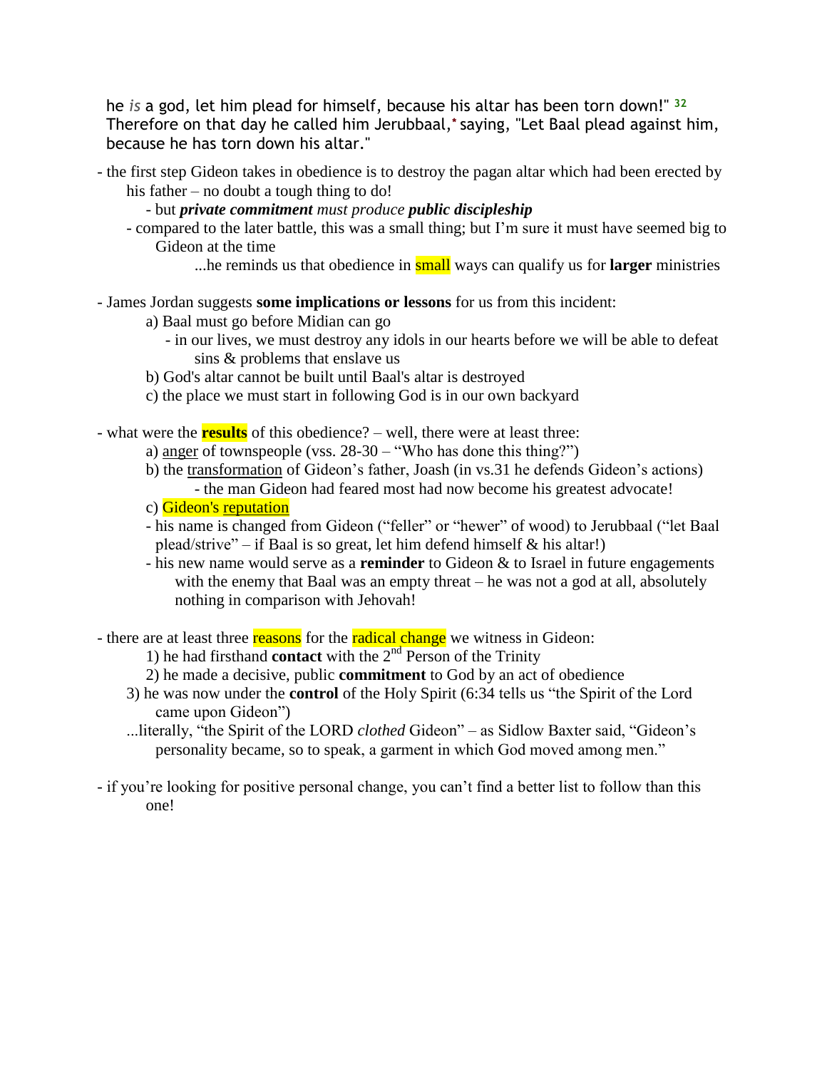he *is* a god, let him plead for himself, because his altar has been torn down!" [32] Therefore on that day he called him Jerubbaal,* saying, "Let Baal plead against him, because he has torn down his altar."

- the first step Gideon takes in obedience is to destroy the pagan altar which had been erected by his father – no doubt a tough thing to do!
  - but ***private commitment*** *must produce* ***public discipleship***
  - compared to the later battle, this was a small thing; but I'm sure it must have seemed big to Gideon at the time
    - ...he reminds us that obedience in small ways can qualify us for **larger** ministries

- James Jordan suggests **some implications or lessons** for us from this incident:
  - a) Baal must go before Midian can go
    - in our lives, we must destroy any idols in our hearts before we will be able to defeat sins & problems that enslave us
  - b) God's altar cannot be built until Baal's altar is destroyed
  - c) the place we must start in following God is in our own backyard

- what were the **results** of this obedience? – well, there were at least three:
  - a) anger of townspeople (vss. 28-30 – "Who has done this thing?")
  - b) the transformation of Gideon's father, Joash (in vs.31 he defends Gideon's actions)
    - the man Gideon had feared most had now become his greatest advocate!
  - c) Gideon's reputation
  - his name is changed from Gideon ("feller" or "hewer" of wood) to Jerubbaal ("let Baal plead/strive" – if Baal is so great, let him defend himself & his altar!)
  - his new name would serve as a **reminder** to Gideon & to Israel in future engagements with the enemy that Baal was an empty threat – he was not a god at all, absolutely nothing in comparison with Jehovah!

- there are at least three reasons for the radical change we witness in Gideon:
  1) he had firsthand **contact** with the 2nd Person of the Trinity
  2) he made a decisive, public **commitment** to God by an act of obedience
  3) he was now under the **control** of the Holy Spirit (6:34 tells us "the Spirit of the Lord came upon Gideon")

  ...literally, "the Spirit of the LORD *clothed* Gideon" – as Sidlow Baxter said, "Gideon's personality became, so to speak, a garment in which God moved among men."

- if you're looking for positive personal change, you can't find a better list to follow than this one!